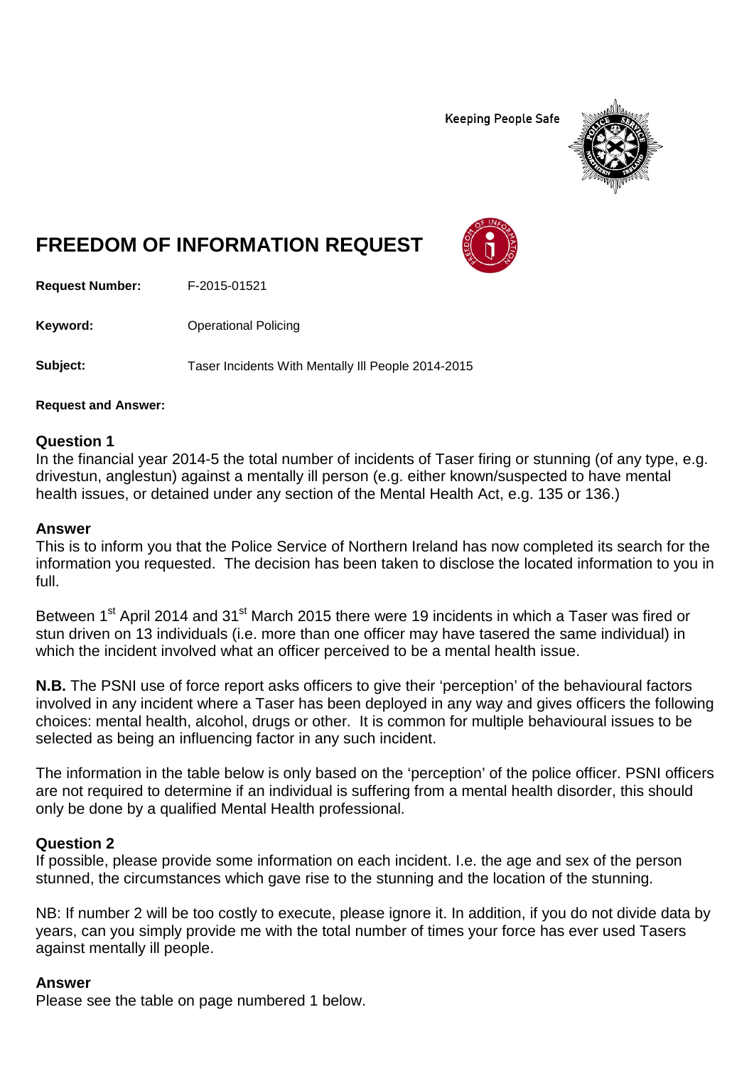Keeping People Safe

# FREEDOM OF INFORMATION REQUEST

**Request Number:** F-2015-01521

**Keyword:** Operational Policing

**Subject:** Taser Incidents With Mentally Ill People 2014-2015

**Request and Answer:**

### Question 1

In the financial year 2014-5 the total number of incidents of Taser firing or stunning (of any type, e.g. drivestun, anglestun) against a mentally ill person (e.g. either known/suspected to have mental health issues, or detained under any section of the Mental Health Act, e.g. 135 or 136.)

### Answer

This is to inform you that the Police Service of Northern Ireland has now completed its search for the information you requested. The decision has been taken to disclose the located information to you in full.

Between 1st April 2014 and 31st March 2015 there were 19 incidents in which a Taser was fired or stun driven on 13 individuals (i.e. more than one officer may have tasered the same individual) in which the incident involved what an officer perceived to be a mental health issue.

**N.B.** The PSNI use of force report asks officers to give their 'perception' of the behavioural factors involved in any incident where a Taser has been deployed in any way and gives officers the following choices: mental health, alcohol, drugs or other. It is common for multiple behavioural issues to be selected as being an influencing factor in any such incident.

The information in the table below is only based on the 'perception' of the police officer. PSNI officers are not required to determine if an individual is suffering from a mental health disorder, this should only be done by a qualified Mental Health professional.

### Question 2

If possible, please provide some information on each incident. I.e. the age and sex of the person stunned, the circumstances which gave rise to the stunning and the location of the stunning.

NB: If number 2 will be too costly to execute, please ignore it. In addition, if you do not divide data by years, can you simply provide me with the total number of times your force has ever used Tasers against mentally ill people.

### Answer

Please see the table on page numbered 1 below.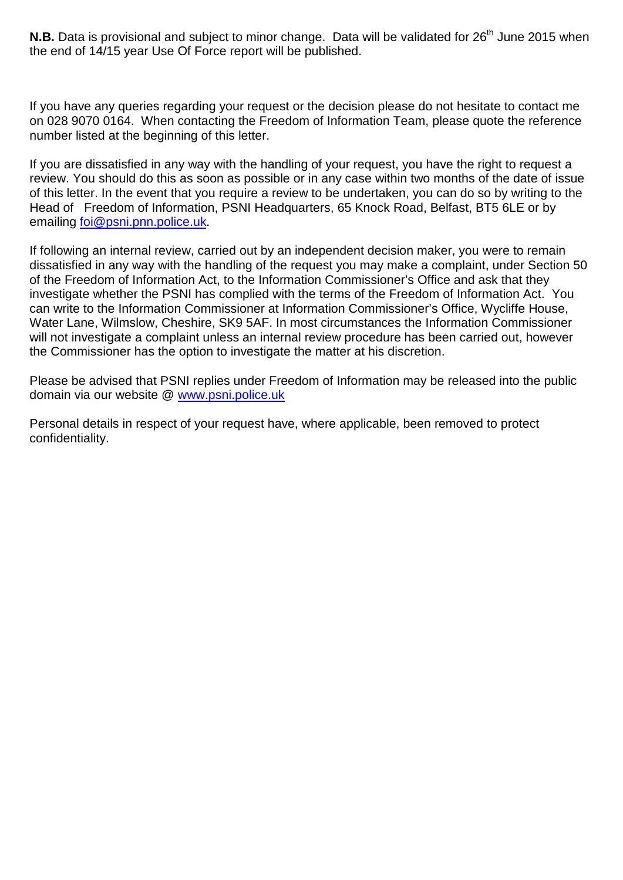**N.B.** Data is provisional and subject to minor change. Data will be validated for 26th June 2015 when the end of 14/15 year Use Of Force report will be published.

If you have any queries regarding your request or the decision please do not hesitate to contact me on 028 9070 0164. When contacting the Freedom of Information Team, please quote the reference number listed at the beginning of this letter.

If you are dissatisfied in any way with the handling of your request, you have the right to request a review. You should do this as soon as possible or in any case within two months of the date of issue of this letter. In the event that you require a review to be undertaken, you can do so by writing to the Head of Freedom of Information, PSNI Headquarters, 65 Knock Road, Belfast, BT5 6LE or by emailing foi@psni.pnn.police.uk.

If following an internal review, carried out by an independent decision maker, you were to remain dissatisfied in any way with the handling of the request you may make a complaint, under Section 50 of the Freedom of Information Act, to the Information Commissioner's Office and ask that they investigate whether the PSNI has complied with the terms of the Freedom of Information Act. You can write to the Information Commissioner at Information Commissioner's Office, Wycliffe House, Water Lane, Wilmslow, Cheshire, SK9 5AF. In most circumstances the Information Commissioner will not investigate a complaint unless an internal review procedure has been carried out, however the Commissioner has the option to investigate the matter at his discretion.

Please be advised that PSNI replies under Freedom of Information may be released into the public domain via our website @ www.psni.police.uk

Personal details in respect of your request have, where applicable, been removed to protect confidentiality.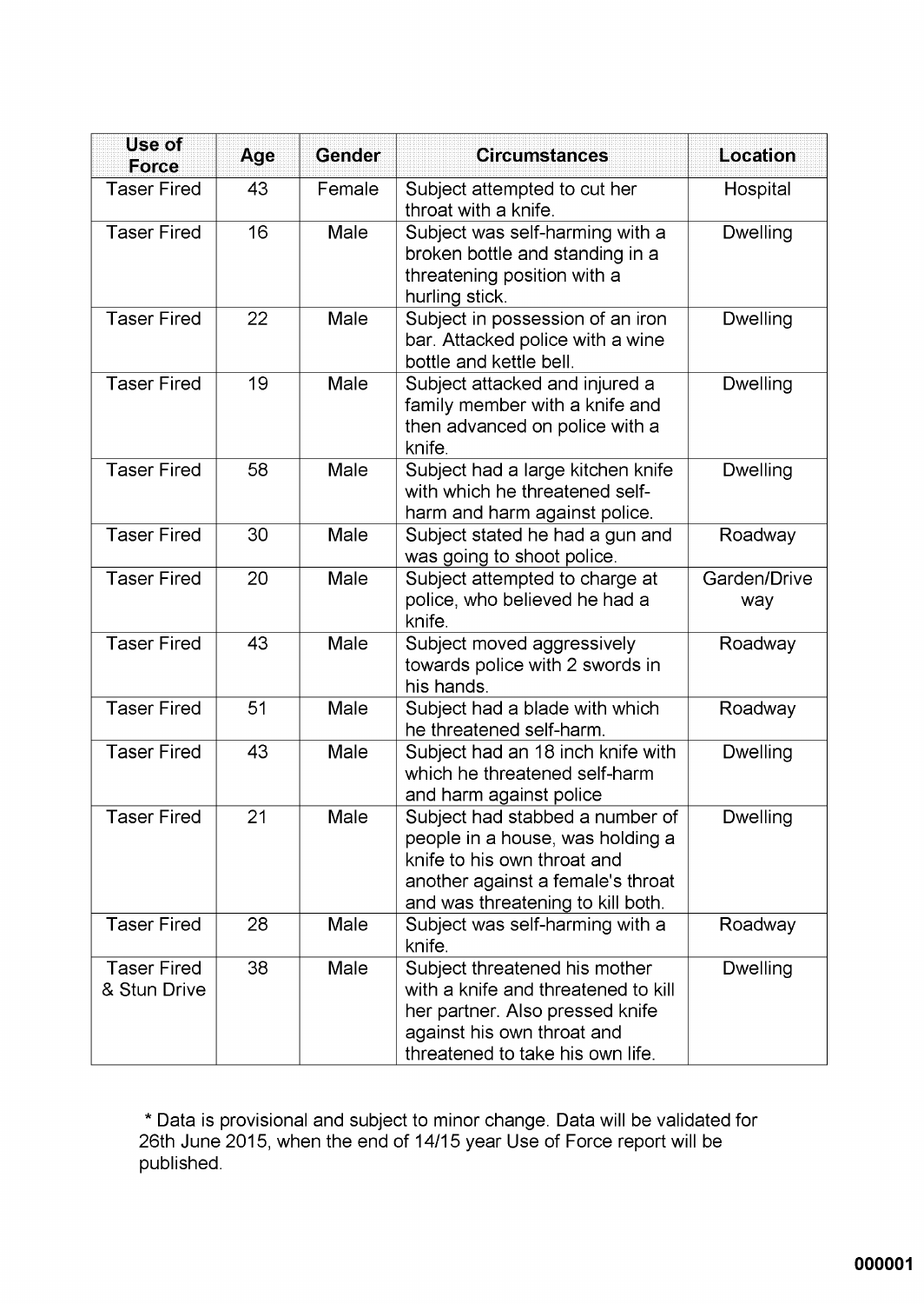| Use of Force | Age | Gender | Circumstances | Location |
|---|---|---|---|---|
| Taser Fired | 43 | Female | Subject attempted to cut her throat with a knife. | Hospital |
| Taser Fired | 16 | Male | Subject was self-harming with a broken bottle and standing in a threatening position with a hurling stick. | Dwelling |
| Taser Fired | 22 | Male | Subject in possession of an iron bar. Attacked police with a wine bottle and kettle bell. | Dwelling |
| Taser Fired | 19 | Male | Subject attacked and injured a family member with a knife and then advanced on police with a knife. | Dwelling |
| Taser Fired | 58 | Male | Subject had a large kitchen knife with which he threatened self-harm and harm against police. | Dwelling |
| Taser Fired | 30 | Male | Subject stated he had a gun and was going to shoot police. | Roadway |
| Taser Fired | 20 | Male | Subject attempted to charge at police, who believed he had a knife. | Garden/Drive way |
| Taser Fired | 43 | Male | Subject moved aggressively towards police with 2 swords in his hands. | Roadway |
| Taser Fired | 51 | Male | Subject had a blade with which he threatened self-harm. | Roadway |
| Taser Fired | 43 | Male | Subject had an 18 inch knife with which he threatened self-harm and harm against police | Dwelling |
| Taser Fired | 21 | Male | Subject had stabbed a number of people in a house, was holding a knife to his own throat and another against a female's throat and was threatening to kill both. | Dwelling |
| Taser Fired | 28 | Male | Subject was self-harming with a knife. | Roadway |
| Taser Fired & Stun Drive | 38 | Male | Subject threatened his mother with a knife and threatened to kill her partner. Also pressed knife against his own throat and threatened to take his own life. | Dwelling |

* Data is provisional and subject to minor change. Data will be validated for 26th June 2015, when the end of 14/15 year Use of Force report will be published.